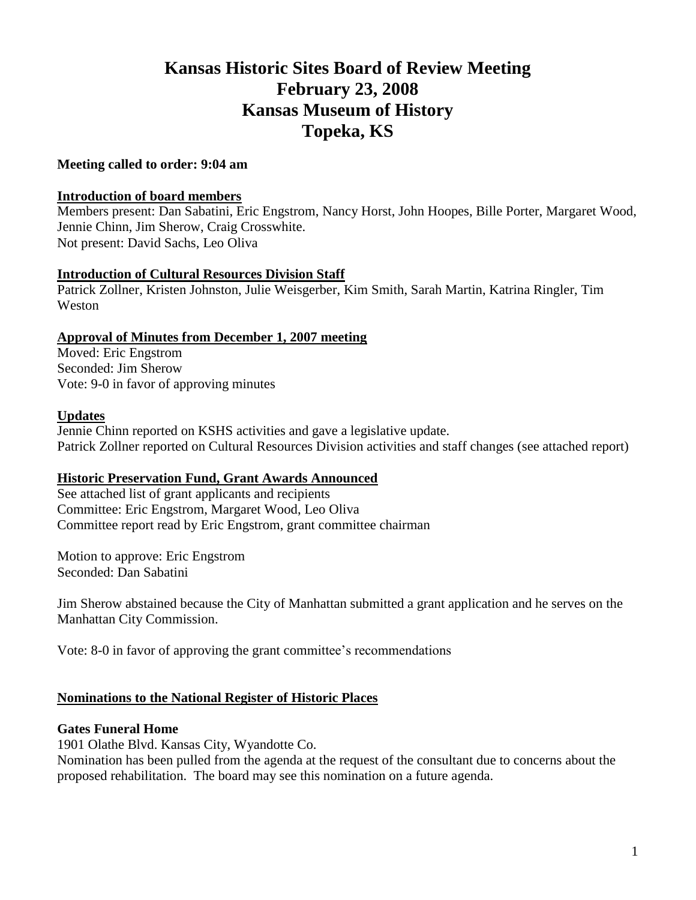# Kansas Historic Sites Board of Review Meeting
# February 23, 2008
# Kansas Museum of History
# Topeka, KS

**Meeting called to order: 9:04 am**

**Introduction of board members**

Members present: Dan Sabatini, Eric Engstrom, Nancy Horst, John Hoopes, Bille Porter, Margaret Wood, Jennie Chinn, Jim Sherow, Craig Crosswhite.
Not present: David Sachs, Leo Oliva

**Introduction of Cultural Resources Division Staff**

Patrick Zollner, Kristen Johnston, Julie Weisgerber, Kim Smith, Sarah Martin, Katrina Ringler, Tim Weston

**Approval of Minutes from December 1, 2007 meeting**

Moved: Eric Engstrom
Seconded: Jim Sherow
Vote: 9-0 in favor of approving minutes

**Updates**

Jennie Chinn reported on KSHS activities and gave a legislative update.
Patrick Zollner reported on Cultural Resources Division activities and staff changes (see attached report)

**Historic Preservation Fund, Grant Awards Announced**

See attached list of grant applicants and recipients
Committee: Eric Engstrom, Margaret Wood, Leo Oliva
Committee report read by Eric Engstrom, grant committee chairman

Motion to approve: Eric Engstrom
Seconded: Dan Sabatini

Jim Sherow abstained because the City of Manhattan submitted a grant application and he serves on the Manhattan City Commission.

Vote: 8-0 in favor of approving the grant committee's recommendations

**Nominations to the National Register of Historic Places**

**Gates Funeral Home**

1901 Olathe Blvd. Kansas City, Wyandotte Co.
Nomination has been pulled from the agenda at the request of the consultant due to concerns about the proposed rehabilitation. The board may see this nomination on a future agenda.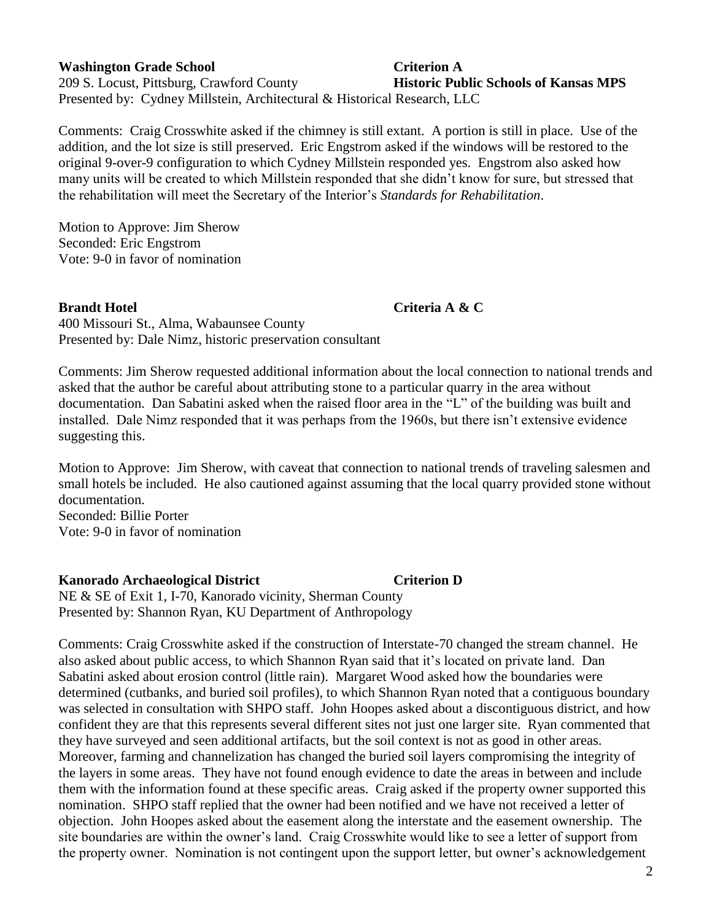**Washington Grade School** **Criterion A**
209 S. Locust, Pittsburg, Crawford County **Historic Public Schools of Kansas MPS**
Presented by: Cydney Millstein, Architectural & Historical Research, LLC

Comments: Craig Crosswhite asked if the chimney is still extant. A portion is still in place. Use of the addition, and the lot size is still preserved. Eric Engstrom asked if the windows will be restored to the original 9-over-9 configuration to which Cydney Millstein responded yes. Engstrom also asked how many units will be created to which Millstein responded that she didn't know for sure, but stressed that the rehabilitation will meet the Secretary of the Interior's *Standards for Rehabilitation*.

Motion to Approve: Jim Sherow
Seconded: Eric Engstrom
Vote: 9-0 in favor of nomination

**Brandt Hotel** **Criteria A & C**
400 Missouri St., Alma, Wabaunsee County
Presented by: Dale Nimz, historic preservation consultant

Comments: Jim Sherow requested additional information about the local connection to national trends and asked that the author be careful about attributing stone to a particular quarry in the area without documentation. Dan Sabatini asked when the raised floor area in the "L" of the building was built and installed. Dale Nimz responded that it was perhaps from the 1960s, but there isn't extensive evidence suggesting this.

Motion to Approve: Jim Sherow, with caveat that connection to national trends of traveling salesmen and small hotels be included. He also cautioned against assuming that the local quarry provided stone without documentation.
Seconded: Billie Porter
Vote: 9-0 in favor of nomination

**Kanorado Archaeological District** **Criterion D**
NE & SE of Exit 1, I-70, Kanorado vicinity, Sherman County
Presented by: Shannon Ryan, KU Department of Anthropology

Comments: Craig Crosswhite asked if the construction of Interstate-70 changed the stream channel. He also asked about public access, to which Shannon Ryan said that it's located on private land. Dan Sabatini asked about erosion control (little rain). Margaret Wood asked how the boundaries were determined (cutbanks, and buried soil profiles), to which Shannon Ryan noted that a contiguous boundary was selected in consultation with SHPO staff. John Hoopes asked about a discontiguous district, and how confident they are that this represents several different sites not just one larger site. Ryan commented that they have surveyed and seen additional artifacts, but the soil context is not as good in other areas. Moreover, farming and channelization has changed the buried soil layers compromising the integrity of the layers in some areas. They have not found enough evidence to date the areas in between and include them with the information found at these specific areas. Craig asked if the property owner supported this nomination. SHPO staff replied that the owner had been notified and we have not received a letter of objection. John Hoopes asked about the easement along the interstate and the easement ownership. The site boundaries are within the owner's land. Craig Crosswhite would like to see a letter of support from the property owner. Nomination is not contingent upon the support letter, but owner's acknowledgement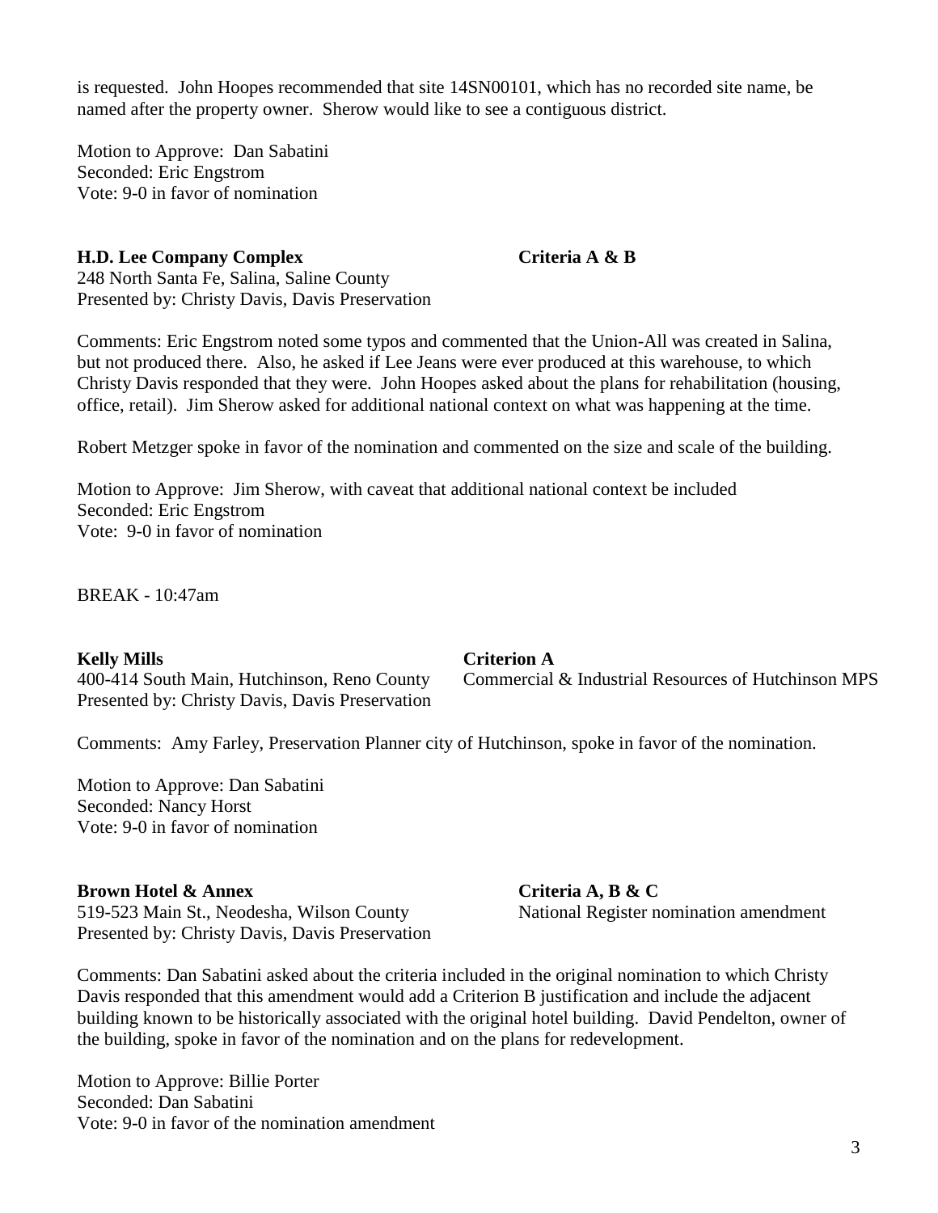is requested. John Hoopes recommended that site 14SN00101, which has no recorded site name, be named after the property owner. Sherow would like to see a contiguous district.

Motion to Approve: Dan Sabatini
Seconded: Eric Engstrom
Vote: 9-0 in favor of nomination

**H.D. Lee Company Complex** **Criteria A & B**
248 North Santa Fe, Salina, Saline County
Presented by: Christy Davis, Davis Preservation

Comments: Eric Engstrom noted some typos and commented that the Union-All was created in Salina, but not produced there. Also, he asked if Lee Jeans were ever produced at this warehouse, to which Christy Davis responded that they were. John Hoopes asked about the plans for rehabilitation (housing, office, retail). Jim Sherow asked for additional national context on what was happening at the time.

Robert Metzger spoke in favor of the nomination and commented on the size and scale of the building.

Motion to Approve: Jim Sherow, with caveat that additional national context be included
Seconded: Eric Engstrom
Vote: 9-0 in favor of nomination

BREAK - 10:47am

**Kelly Mills** **Criterion A**
400-414 South Main, Hutchinson, Reno County
Commercial & Industrial Resources of Hutchinson MPS
Presented by: Christy Davis, Davis Preservation

Comments: Amy Farley, Preservation Planner city of Hutchinson, spoke in favor of the nomination.

Motion to Approve: Dan Sabatini
Seconded: Nancy Horst
Vote: 9-0 in favor of nomination

**Brown Hotel & Annex** **Criteria A, B & C**
519-523 Main St., Neodesha, Wilson County
National Register nomination amendment
Presented by: Christy Davis, Davis Preservation

Comments: Dan Sabatini asked about the criteria included in the original nomination to which Christy Davis responded that this amendment would add a Criterion B justification and include the adjacent building known to be historically associated with the original hotel building. David Pendelton, owner of the building, spoke in favor of the nomination and on the plans for redevelopment.

Motion to Approve: Billie Porter
Seconded: Dan Sabatini
Vote: 9-0 in favor of the nomination amendment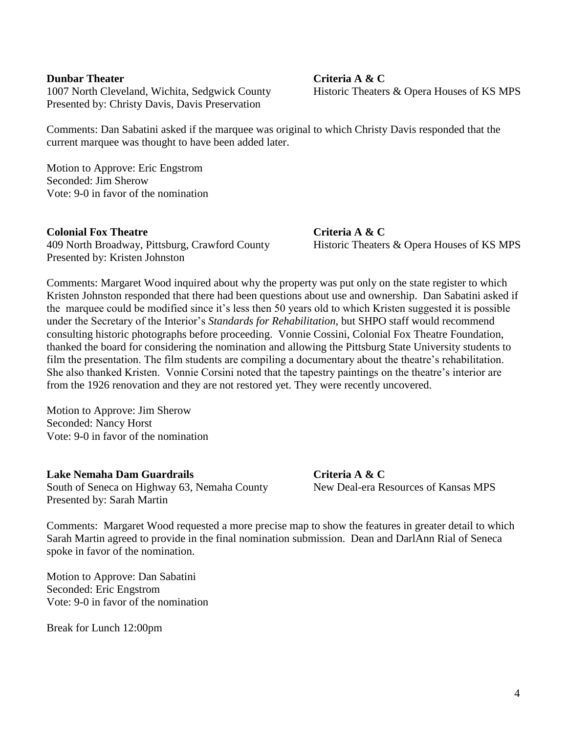**Dunbar Theater** **Criteria A & C**
1007 North Cleveland, Wichita, Sedgwick County Historic Theaters & Opera Houses of KS MPS
Presented by: Christy Davis, Davis Preservation

Comments: Dan Sabatini asked if the marquee was original to which Christy Davis responded that the current marquee was thought to have been added later.

Motion to Approve: Eric Engstrom
Seconded: Jim Sherow
Vote: 9-0 in favor of the nomination

**Colonial Fox Theatre** **Criteria A & C**
409 North Broadway, Pittsburg, Crawford County Historic Theaters & Opera Houses of KS MPS
Presented by: Kristen Johnston

Comments: Margaret Wood inquired about why the property was put only on the state register to which Kristen Johnston responded that there had been questions about use and ownership. Dan Sabatini asked if the marquee could be modified since it's less then 50 years old to which Kristen suggested it is possible under the Secretary of the Interior's *Standards for Rehabilitation*, but SHPO staff would recommend consulting historic photographs before proceeding. Vonnie Cossini, Colonial Fox Theatre Foundation, thanked the board for considering the nomination and allowing the Pittsburg State University students to film the presentation. The film students are compiling a documentary about the theatre's rehabilitation. She also thanked Kristen. Vonnie Corsini noted that the tapestry paintings on the theatre's interior are from the 1926 renovation and they are not restored yet. They were recently uncovered.

Motion to Approve: Jim Sherow
Seconded: Nancy Horst
Vote: 9-0 in favor of the nomination

**Lake Nemaha Dam Guardrails** **Criteria A & C**
South of Seneca on Highway 63, Nemaha County New Deal-era Resources of Kansas MPS
Presented by: Sarah Martin

Comments: Margaret Wood requested a more precise map to show the features in greater detail to which Sarah Martin agreed to provide in the final nomination submission. Dean and DarlAnn Rial of Seneca spoke in favor of the nomination.

Motion to Approve: Dan Sabatini
Seconded: Eric Engstrom
Vote: 9-0 in favor of the nomination

Break for Lunch 12:00pm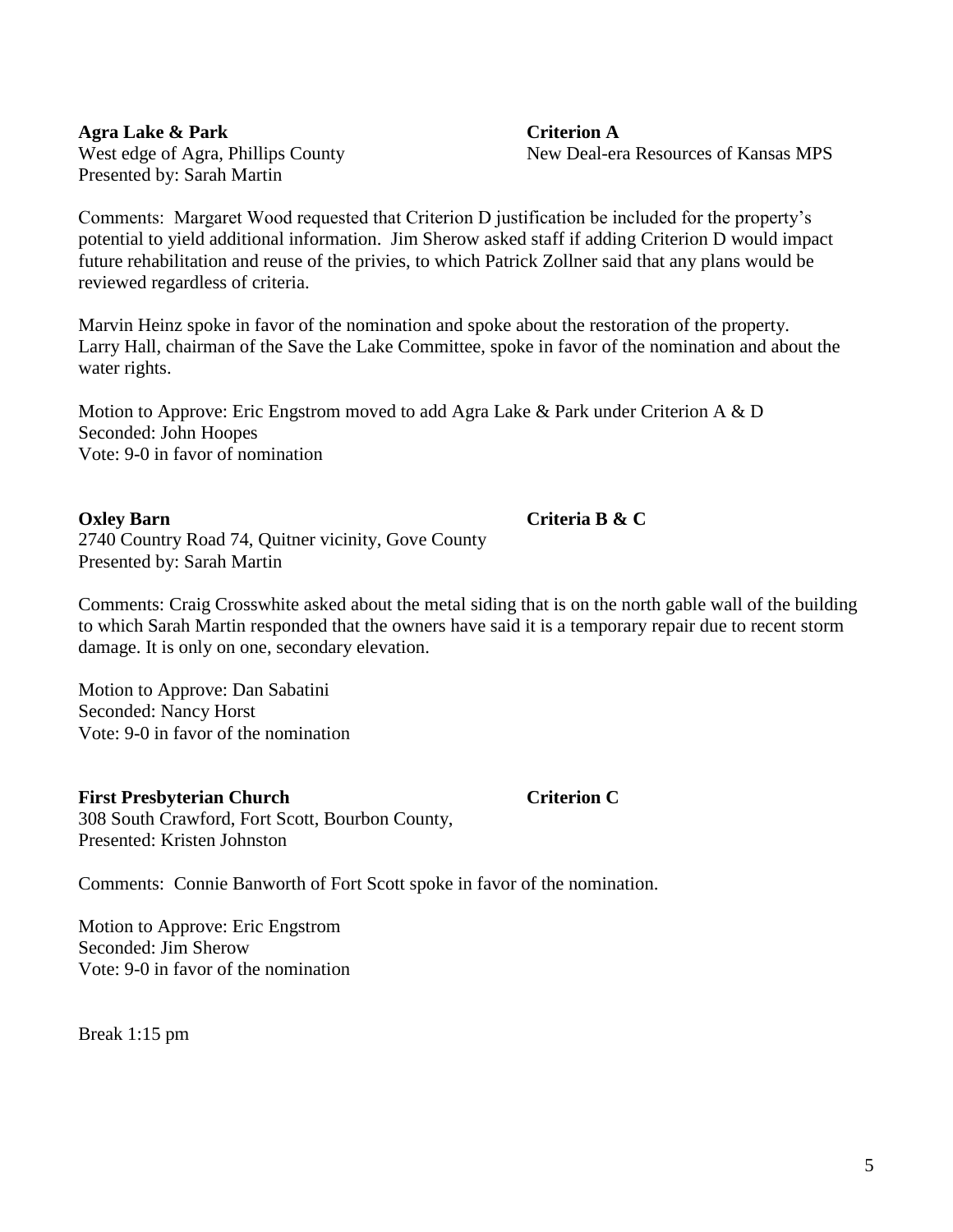**Agra Lake & Park** **Criterion A**
West edge of Agra, Phillips County New Deal-era Resources of Kansas MPS
Presented by: Sarah Martin

Comments: Margaret Wood requested that Criterion D justification be included for the property's potential to yield additional information. Jim Sherow asked staff if adding Criterion D would impact future rehabilitation and reuse of the privies, to which Patrick Zollner said that any plans would be reviewed regardless of criteria.

Marvin Heinz spoke in favor of the nomination and spoke about the restoration of the property. Larry Hall, chairman of the Save the Lake Committee, spoke in favor of the nomination and about the water rights.

Motion to Approve: Eric Engstrom moved to add Agra Lake & Park under Criterion A & D
Seconded: John Hoopes
Vote: 9-0 in favor of nomination

**Oxley Barn** **Criteria B & C**
2740 Country Road 74, Quitner vicinity, Gove County
Presented by: Sarah Martin

Comments: Craig Crosswhite asked about the metal siding that is on the north gable wall of the building to which Sarah Martin responded that the owners have said it is a temporary repair due to recent storm damage. It is only on one, secondary elevation.

Motion to Approve: Dan Sabatini
Seconded: Nancy Horst
Vote: 9-0 in favor of the nomination

**First Presbyterian Church** **Criterion C**
308 South Crawford, Fort Scott, Bourbon County,
Presented: Kristen Johnston

Comments: Connie Banworth of Fort Scott spoke in favor of the nomination.

Motion to Approve: Eric Engstrom
Seconded: Jim Sherow
Vote: 9-0 in favor of the nomination

Break 1:15 pm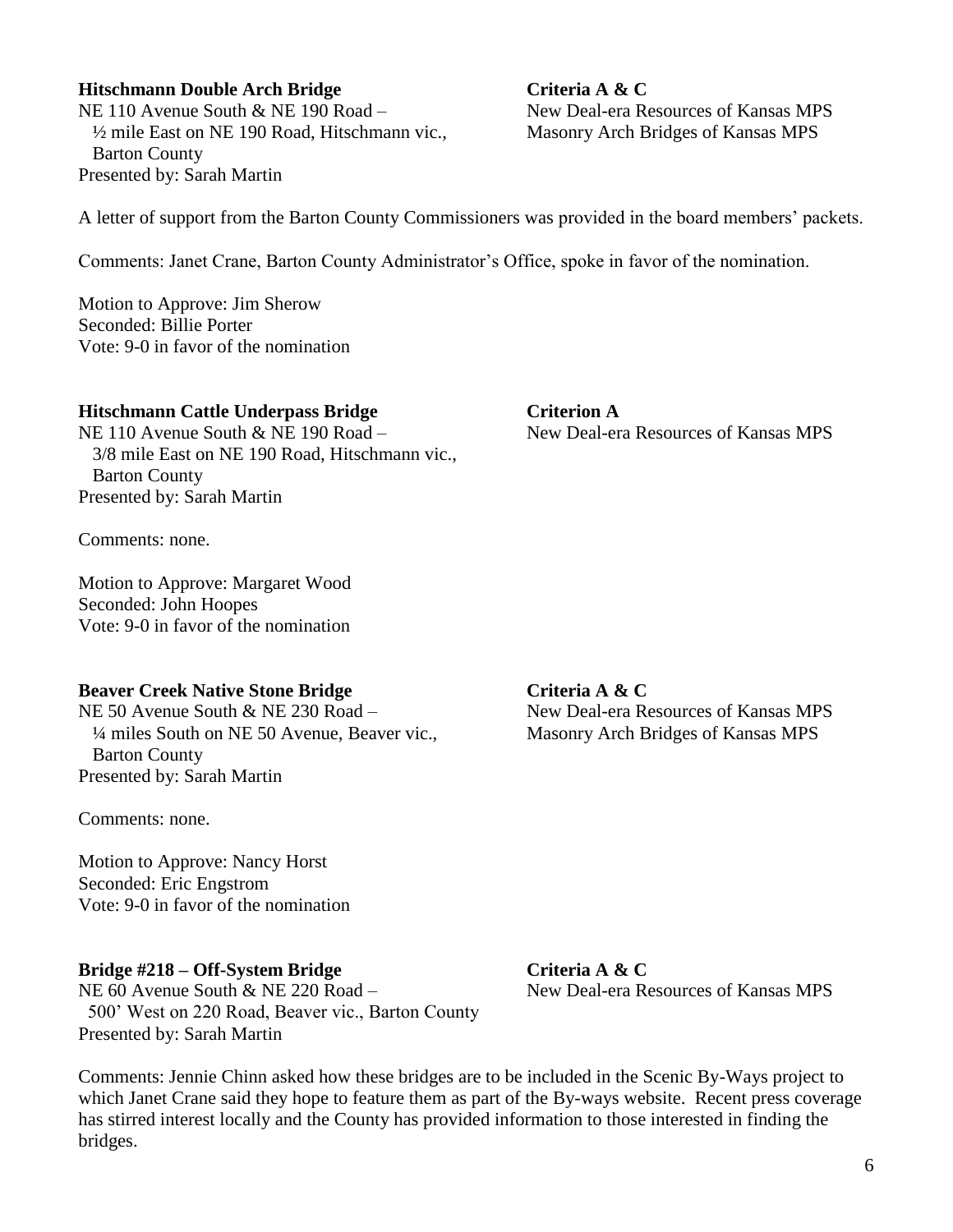**Hitschmann Double Arch Bridge**
NE 110 Avenue South & NE 190 Road –
½ mile East on NE 190 Road, Hitschmann vic., Barton County
Presented by: Sarah Martin

**Criteria A & C**
New Deal-era Resources of Kansas MPS
Masonry Arch Bridges of Kansas MPS

A letter of support from the Barton County Commissioners was provided in the board members' packets.

Comments: Janet Crane, Barton County Administrator's Office, spoke in favor of the nomination.

Motion to Approve: Jim Sherow
Seconded: Billie Porter
Vote: 9-0 in favor of the nomination

**Hitschmann Cattle Underpass Bridge**
NE 110 Avenue South & NE 190 Road –
3/8 mile East on NE 190 Road, Hitschmann vic., Barton County
Presented by: Sarah Martin

**Criterion A**
New Deal-era Resources of Kansas MPS

Comments: none.

Motion to Approve: Margaret Wood
Seconded: John Hoopes
Vote: 9-0 in favor of the nomination

**Beaver Creek Native Stone Bridge**
NE 50 Avenue South & NE 230 Road –
¼ miles South on NE 50 Avenue, Beaver vic., Barton County
Presented by: Sarah Martin

**Criteria A & C**
New Deal-era Resources of Kansas MPS
Masonry Arch Bridges of Kansas MPS

Comments: none.

Motion to Approve: Nancy Horst
Seconded: Eric Engstrom
Vote: 9-0 in favor of the nomination

**Bridge #218 – Off-System Bridge**
NE 60 Avenue South & NE 220 Road –
500' West on 220 Road, Beaver vic., Barton County
Presented by: Sarah Martin

**Criteria A & C**
New Deal-era Resources of Kansas MPS

Comments: Jennie Chinn asked how these bridges are to be included in the Scenic By-Ways project to which Janet Crane said they hope to feature them as part of the By-ways website. Recent press coverage has stirred interest locally and the County has provided information to those interested in finding the bridges.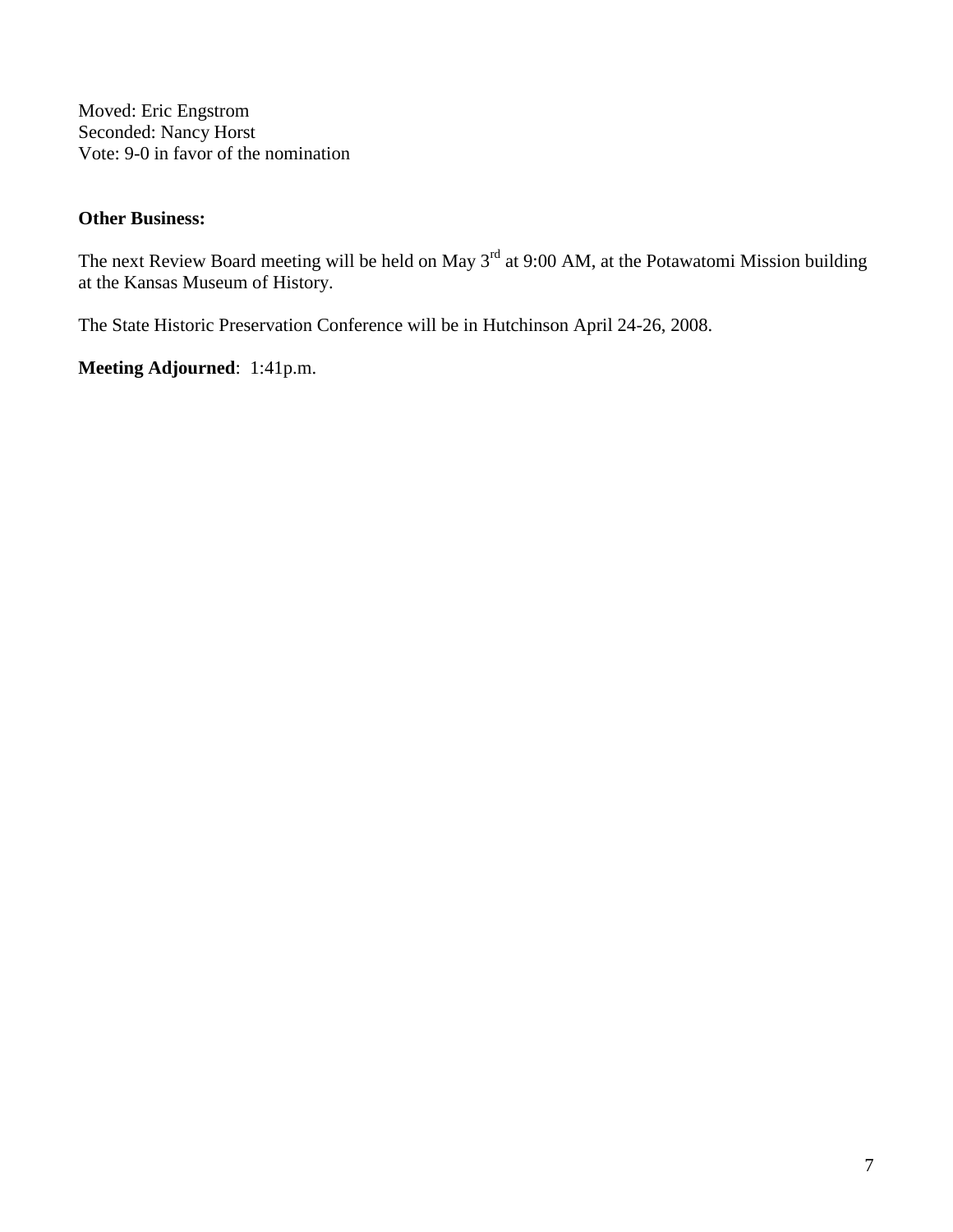Moved: Eric Engstrom
Seconded: Nancy Horst
Vote: 9-0 in favor of the nomination

**Other Business:**

The next Review Board meeting will be held on May 3rd at 9:00 AM, at the Potawatomi Mission building at the Kansas Museum of History.

The State Historic Preservation Conference will be in Hutchinson April 24-26, 2008.

**Meeting Adjourned**: 1:41p.m.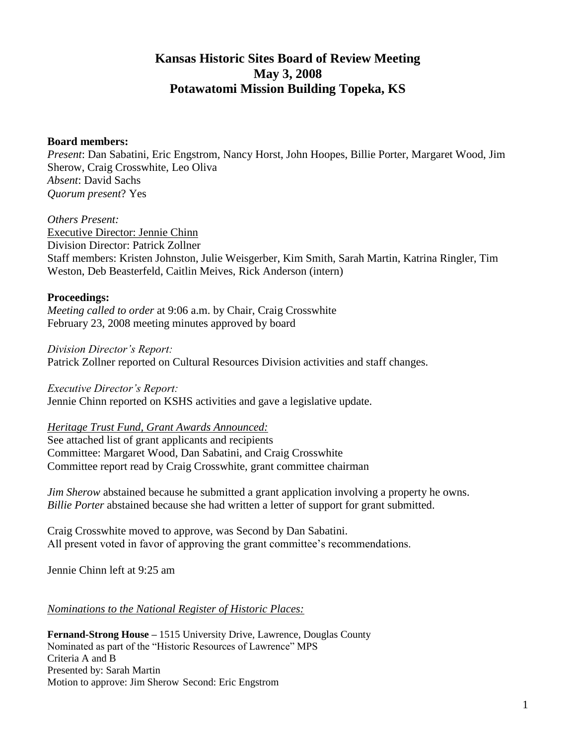# Kansas Historic Sites Board of Review Meeting
# May 3, 2008
# Potawatomi Mission Building Topeka, KS

**Board members:**
*Present*: Dan Sabatini, Eric Engstrom, Nancy Horst, John Hoopes, Billie Porter, Margaret Wood, Jim Sherow, Craig Crosswhite, Leo Oliva
*Absent*: David Sachs
*Quorum present*? Yes

*Others Present:*
Executive Director: Jennie Chinn
Division Director: Patrick Zollner
Staff members: Kristen Johnston, Julie Weisgerber, Kim Smith, Sarah Martin, Katrina Ringler, Tim Weston, Deb Beasterfeld, Caitlin Meives, Rick Anderson (intern)

**Proceedings:**
*Meeting called to order* at 9:06 a.m. by Chair, Craig Crosswhite
February 23, 2008 meeting minutes approved by board

*Division Director's Report:*
Patrick Zollner reported on Cultural Resources Division activities and staff changes.

*Executive Director's Report:*
Jennie Chinn reported on KSHS activities and gave a legislative update.

*Heritage Trust Fund, Grant Awards Announced:*
See attached list of grant applicants and recipients
Committee: Margaret Wood, Dan Sabatini, and Craig Crosswhite
Committee report read by Craig Crosswhite, grant committee chairman

*Jim Sherow* abstained because he submitted a grant application involving a property he owns.
*Billie Porter* abstained because she had written a letter of support for grant submitted.

Craig Crosswhite moved to approve, was Second by Dan Sabatini.
All present voted in favor of approving the grant committee's recommendations.

Jennie Chinn left at 9:25 am

*Nominations to the National Register of Historic Places:*

**Fernand-Strong House –** 1515 University Drive, Lawrence, Douglas County
Nominated as part of the "Historic Resources of Lawrence" MPS
Criteria A and B
Presented by: Sarah Martin
Motion to approve: Jim Sherow Second: Eric Engstrom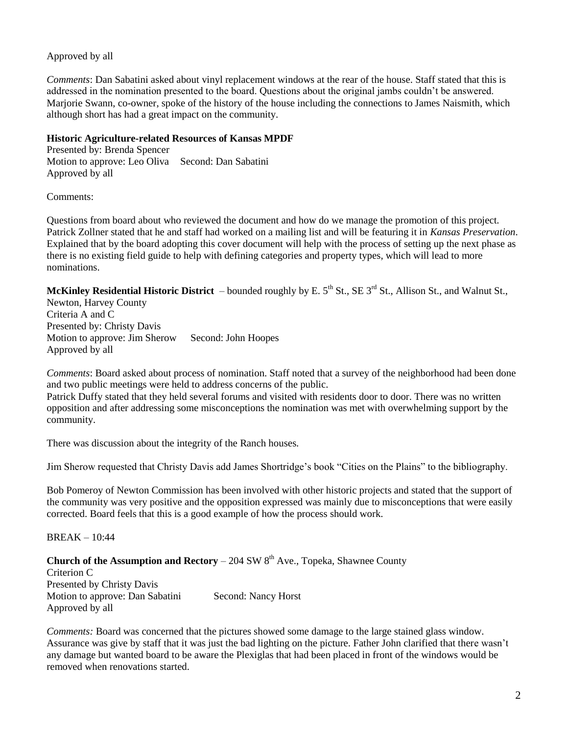Approved by all

*Comments*: Dan Sabatini asked about vinyl replacement windows at the rear of the house. Staff stated that this is addressed in the nomination presented to the board. Questions about the original jambs couldn't be answered. Marjorie Swann, co-owner, spoke of the history of the house including the connections to James Naismith, which although short has had a great impact on the community.

**Historic Agriculture-related Resources of Kansas MPDF**
Presented by: Brenda Spencer
Motion to approve: Leo Oliva Second: Dan Sabatini
Approved by all

Comments:

Questions from board about who reviewed the document and how do we manage the promotion of this project. Patrick Zollner stated that he and staff had worked on a mailing list and will be featuring it in *Kansas Preservation*. Explained that by the board adopting this cover document will help with the process of setting up the next phase as there is no existing field guide to help with defining categories and property types, which will lead to more nominations.

**McKinley Residential Historic District** – bounded roughly by E. 5th St., SE 3rd St., Allison St., and Walnut St., Newton, Harvey County
Criteria A and C
Presented by: Christy Davis
Motion to approve: Jim Sherow Second: John Hoopes
Approved by all

*Comments*: Board asked about process of nomination. Staff noted that a survey of the neighborhood had been done and two public meetings were held to address concerns of the public.
Patrick Duffy stated that they held several forums and visited with residents door to door. There was no written opposition and after addressing some misconceptions the nomination was met with overwhelming support by the community.

There was discussion about the integrity of the Ranch houses.

Jim Sherow requested that Christy Davis add James Shortridge's book "Cities on the Plains" to the bibliography.

Bob Pomeroy of Newton Commission has been involved with other historic projects and stated that the support of the community was very positive and the opposition expressed was mainly due to misconceptions that were easily corrected. Board feels that this is a good example of how the process should work.

BREAK – 10:44

**Church of the Assumption and Rectory** – 204 SW 8th Ave., Topeka, Shawnee County
Criterion C
Presented by Christy Davis
Motion to approve: Dan Sabatini Second: Nancy Horst
Approved by all

*Comments:* Board was concerned that the pictures showed some damage to the large stained glass window. Assurance was give by staff that it was just the bad lighting on the picture. Father John clarified that there wasn't any damage but wanted board to be aware the Plexiglas that had been placed in front of the windows would be removed when renovations started.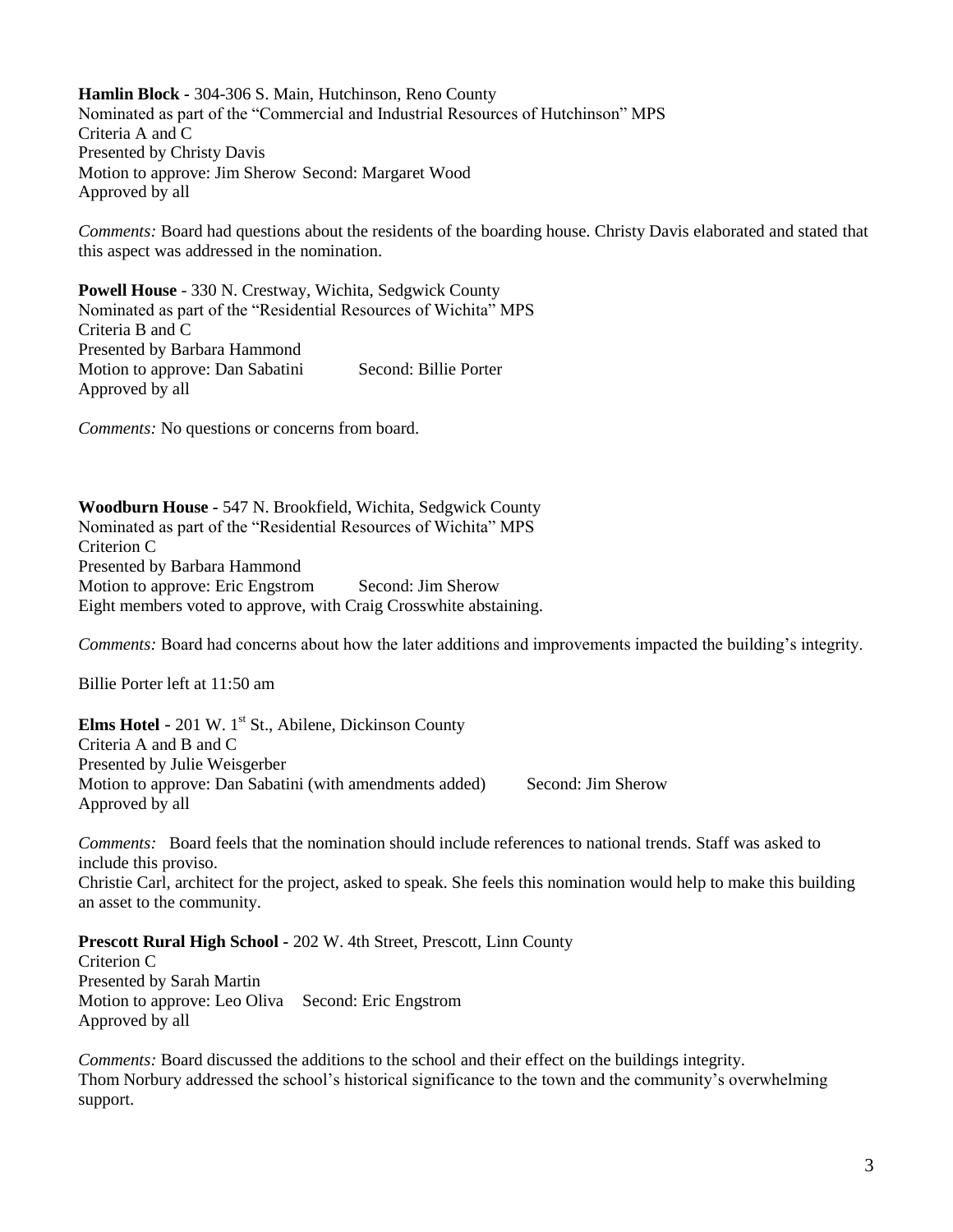**Hamlin Block -** 304-306 S. Main, Hutchinson, Reno County
Nominated as part of the "Commercial and Industrial Resources of Hutchinson" MPS
Criteria A and C
Presented by Christy Davis
Motion to approve: Jim Sherow Second: Margaret Wood
Approved by all

*Comments:* Board had questions about the residents of the boarding house. Christy Davis elaborated and stated that this aspect was addressed in the nomination.

**Powell House** - 330 N. Crestway, Wichita, Sedgwick County
Nominated as part of the "Residential Resources of Wichita" MPS
Criteria B and C
Presented by Barbara Hammond
Motion to approve: Dan Sabatini Second: Billie Porter
Approved by all

*Comments:* No questions or concerns from board.

**Woodburn House -** 547 N. Brookfield, Wichita, Sedgwick County
Nominated as part of the "Residential Resources of Wichita" MPS
Criterion C
Presented by Barbara Hammond
Motion to approve: Eric Engstrom Second: Jim Sherow
Eight members voted to approve, with Craig Crosswhite abstaining.

*Comments:* Board had concerns about how the later additions and improvements impacted the building's integrity.

Billie Porter left at 11:50 am

**Elms Hotel -** 201 W. 1st St., Abilene, Dickinson County
Criteria A and B and C
Presented by Julie Weisgerber
Motion to approve: Dan Sabatini (with amendments added) Second: Jim Sherow
Approved by all

*Comments:* Board feels that the nomination should include references to national trends. Staff was asked to include this proviso.
Christie Carl, architect for the project, asked to speak. She feels this nomination would help to make this building an asset to the community.

**Prescott Rural High School -** 202 W. 4th Street, Prescott, Linn County
Criterion C
Presented by Sarah Martin
Motion to approve: Leo Oliva Second: Eric Engstrom
Approved by all

*Comments:* Board discussed the additions to the school and their effect on the buildings integrity.
Thom Norbury addressed the school's historical significance to the town and the community's overwhelming support.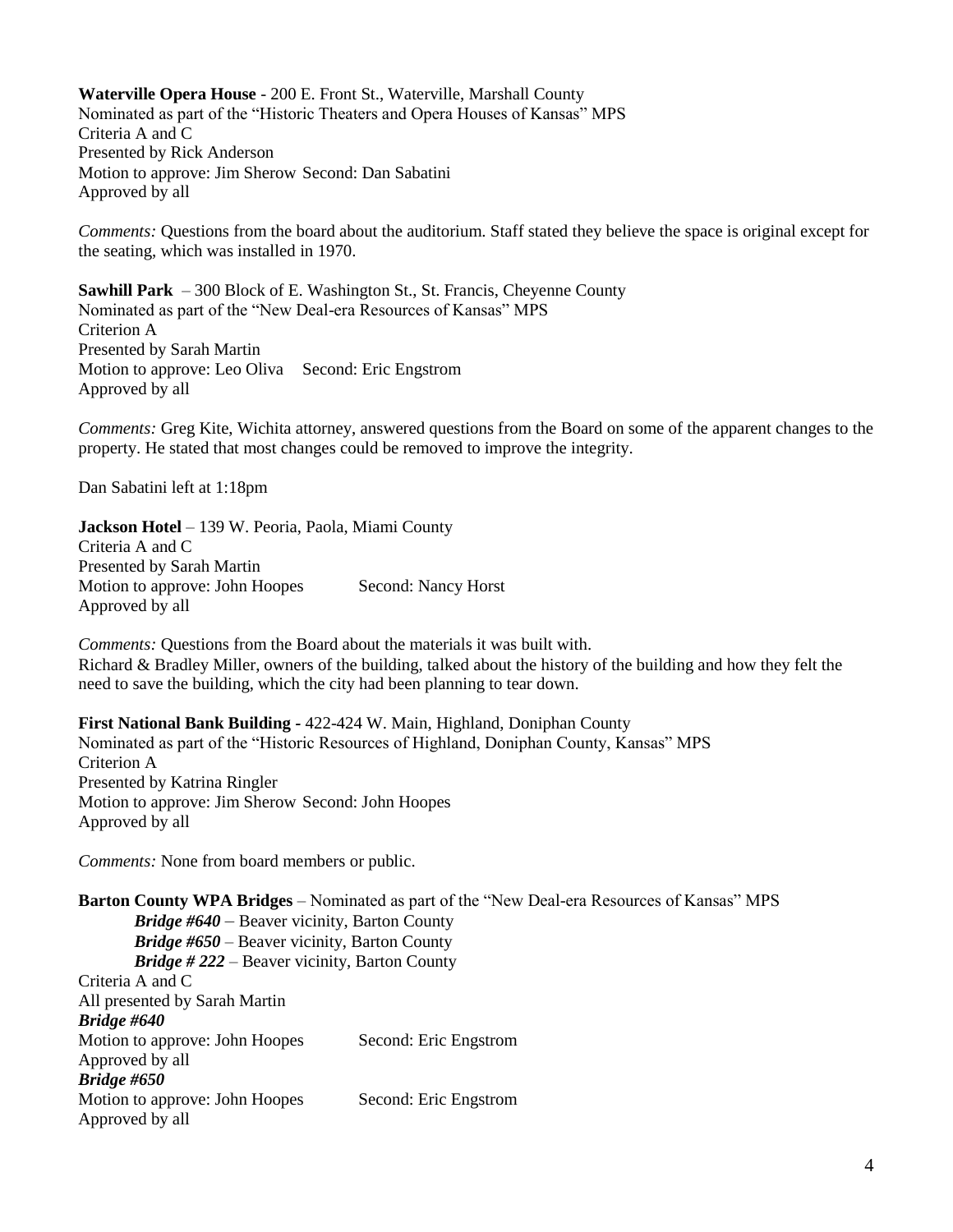**Waterville Opera House** - 200 E. Front St., Waterville, Marshall County
Nominated as part of the "Historic Theaters and Opera Houses of Kansas" MPS
Criteria A and C
Presented by Rick Anderson
Motion to approve: Jim Sherow Second: Dan Sabatini
Approved by all

*Comments:* Questions from the board about the auditorium. Staff stated they believe the space is original except for the seating, which was installed in 1970.

**Sawhill Park** – 300 Block of E. Washington St., St. Francis, Cheyenne County
Nominated as part of the "New Deal-era Resources of Kansas" MPS
Criterion A
Presented by Sarah Martin
Motion to approve: Leo Oliva Second: Eric Engstrom
Approved by all

*Comments:* Greg Kite, Wichita attorney, answered questions from the Board on some of the apparent changes to the property. He stated that most changes could be removed to improve the integrity.

Dan Sabatini left at 1:18pm

**Jackson Hotel** – 139 W. Peoria, Paola, Miami County
Criteria A and C
Presented by Sarah Martin
Motion to approve: John Hoopes Second: Nancy Horst
Approved by all

*Comments:* Questions from the Board about the materials it was built with.
Richard & Bradley Miller, owners of the building, talked about the history of the building and how they felt the need to save the building, which the city had been planning to tear down.

**First National Bank Building -** 422-424 W. Main, Highland, Doniphan County
Nominated as part of the "Historic Resources of Highland, Doniphan County, Kansas" MPS
Criterion A
Presented by Katrina Ringler
Motion to approve: Jim Sherow Second: John Hoopes
Approved by all

*Comments:* None from board members or public.

**Barton County WPA Bridges** – Nominated as part of the "New Deal-era Resources of Kansas" MPS

- ***Bridge #640*** – Beaver vicinity, Barton County
- ***Bridge #650*** – Beaver vicinity, Barton County
- ***Bridge # 222*** – Beaver vicinity, Barton County

Criteria A and C
All presented by Sarah Martin

***Bridge #640***
Motion to approve: John Hoopes Second: Eric Engstrom
Approved by all

***Bridge #650***
Motion to approve: John Hoopes Second: Eric Engstrom
Approved by all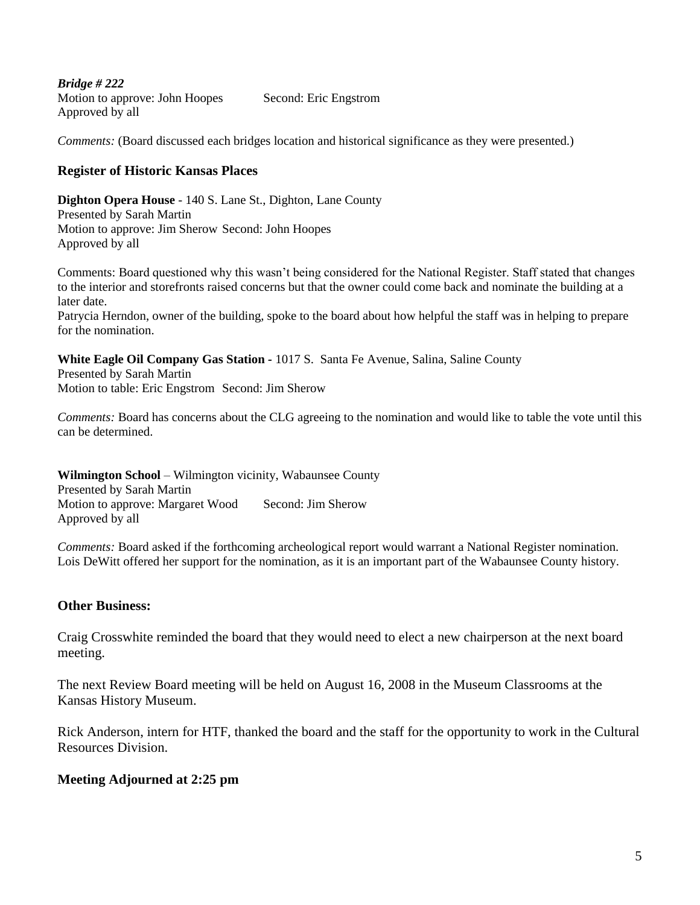***Bridge # 222***
Motion to approve: John Hoopes	Second: Eric Engstrom
Approved by all

*Comments:* (Board discussed each bridges location and historical significance as they were presented.)

### Register of Historic Kansas Places

**Dighton Opera House** - 140 S. Lane St., Dighton, Lane County
Presented by Sarah Martin
Motion to approve: Jim Sherow	Second: John Hoopes
Approved by all

Comments: Board questioned why this wasn't being considered for the National Register. Staff stated that changes to the interior and storefronts raised concerns but that the owner could come back and nominate the building at a later date.
Patrycia Herndon, owner of the building, spoke to the board about how helpful the staff was in helping to prepare for the nomination.

**White Eagle Oil Company Gas Station -** 1017 S. Santa Fe Avenue, Salina, Saline County
Presented by Sarah Martin
Motion to table: Eric Engstrom	Second: Jim Sherow

*Comments:* Board has concerns about the CLG agreeing to the nomination and would like to table the vote until this can be determined.

**Wilmington School** – Wilmington vicinity, Wabaunsee County
Presented by Sarah Martin
Motion to approve: Margaret Wood	Second: Jim Sherow
Approved by all

*Comments:* Board asked if the forthcoming archeological report would warrant a National Register nomination. Lois DeWitt offered her support for the nomination, as it is an important part of the Wabaunsee County history.

### Other Business:

Craig Crosswhite reminded the board that they would need to elect a new chairperson at the next board meeting.

The next Review Board meeting will be held on August 16, 2008 in the Museum Classrooms at the Kansas History Museum.

Rick Anderson, intern for HTF, thanked the board and the staff for the opportunity to work in the Cultural Resources Division.

### Meeting Adjourned at 2:25 pm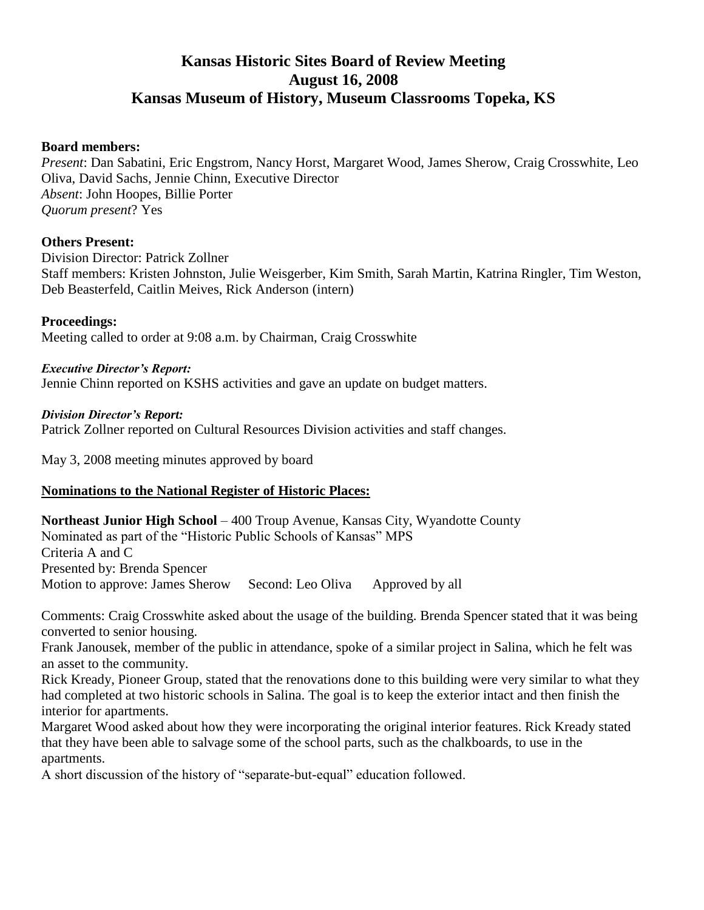# Kansas Historic Sites Board of Review Meeting
# August 16, 2008
# Kansas Museum of History, Museum Classrooms Topeka, KS

**Board members:**
*Present*: Dan Sabatini, Eric Engstrom, Nancy Horst, Margaret Wood, James Sherow, Craig Crosswhite, Leo Oliva, David Sachs, Jennie Chinn, Executive Director
*Absent*: John Hoopes, Billie Porter
*Quorum present*? Yes

**Others Present:**
Division Director: Patrick Zollner
Staff members: Kristen Johnston, Julie Weisgerber, Kim Smith, Sarah Martin, Katrina Ringler, Tim Weston, Deb Beasterfeld, Caitlin Meives, Rick Anderson (intern)

**Proceedings:**
Meeting called to order at 9:08 a.m. by Chairman, Craig Crosswhite

***Executive Director's Report:***
Jennie Chinn reported on KSHS activities and gave an update on budget matters.

***Division Director's Report:***
Patrick Zollner reported on Cultural Resources Division activities and staff changes.

May 3, 2008 meeting minutes approved by board

**Nominations to the National Register of Historic Places:**

**Northeast Junior High School** – 400 Troup Avenue, Kansas City, Wyandotte County
Nominated as part of the "Historic Public Schools of Kansas" MPS
Criteria A and C
Presented by: Brenda Spencer
Motion to approve: James Sherow  Second: Leo Oliva  Approved by all

Comments: Craig Crosswhite asked about the usage of the building. Brenda Spencer stated that it was being converted to senior housing.
Frank Janousek, member of the public in attendance, spoke of a similar project in Salina, which he felt was an asset to the community.
Rick Kready, Pioneer Group, stated that the renovations done to this building were very similar to what they had completed at two historic schools in Salina. The goal is to keep the exterior intact and then finish the interior for apartments.
Margaret Wood asked about how they were incorporating the original interior features. Rick Kready stated that they have been able to salvage some of the school parts, such as the chalkboards, to use in the apartments.
A short discussion of the history of "separate-but-equal" education followed.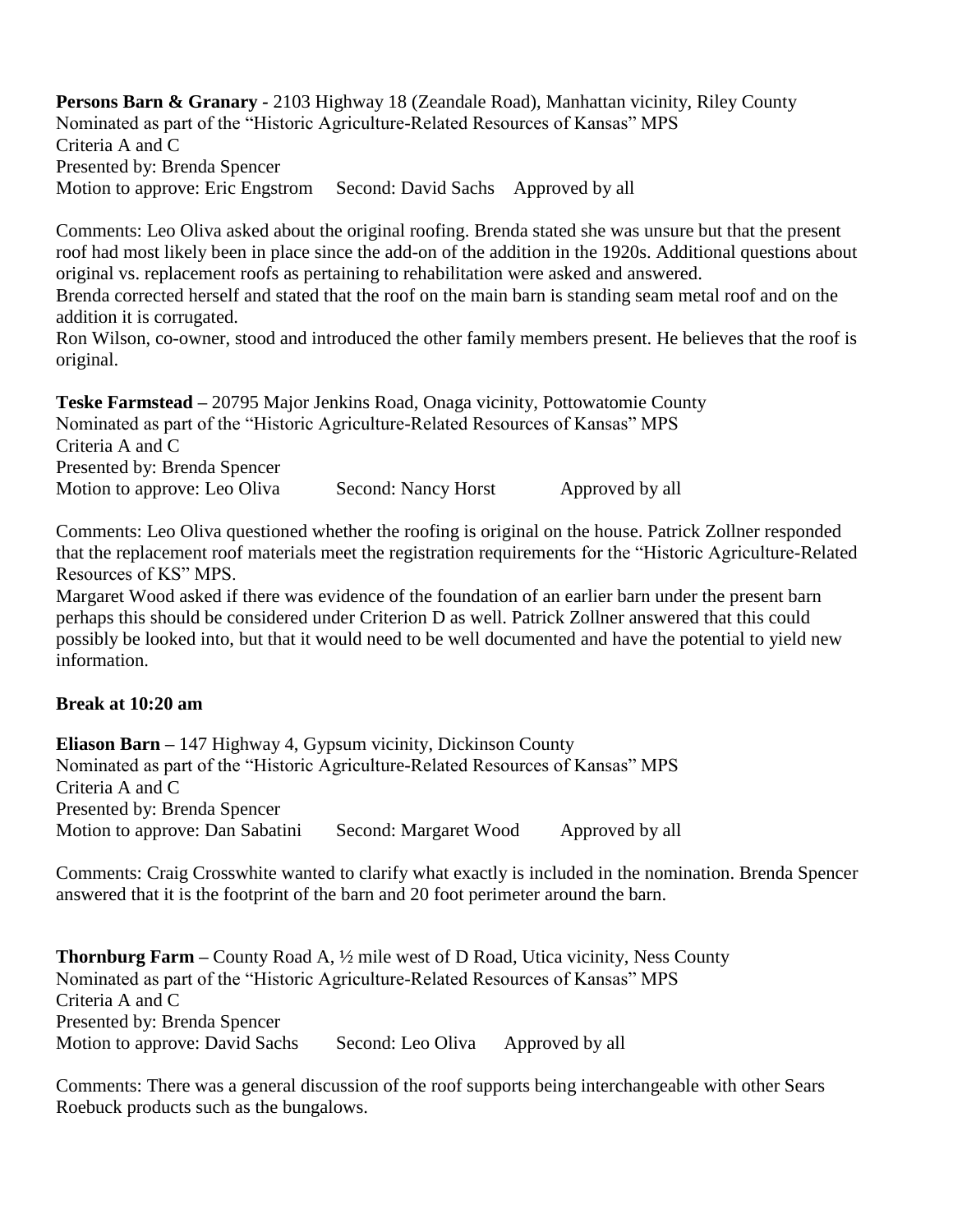**Persons Barn & Granary -** 2103 Highway 18 (Zeandale Road), Manhattan vicinity, Riley County
Nominated as part of the "Historic Agriculture-Related Resources of Kansas" MPS
Criteria A and C
Presented by: Brenda Spencer
Motion to approve: Eric Engstrom    Second: David Sachs    Approved by all

Comments: Leo Oliva asked about the original roofing. Brenda stated she was unsure but that the present roof had most likely been in place since the add-on of the addition in the 1920s. Additional questions about original vs. replacement roofs as pertaining to rehabilitation were asked and answered.
Brenda corrected herself and stated that the roof on the main barn is standing seam metal roof and on the addition it is corrugated.
Ron Wilson, co-owner, stood and introduced the other family members present. He believes that the roof is original.

**Teske Farmstead –** 20795 Major Jenkins Road, Onaga vicinity, Pottowatomie County
Nominated as part of the "Historic Agriculture-Related Resources of Kansas" MPS
Criteria A and C
Presented by: Brenda Spencer
Motion to approve: Leo Oliva    Second: Nancy Horst    Approved by all

Comments: Leo Oliva questioned whether the roofing is original on the house. Patrick Zollner responded that the replacement roof materials meet the registration requirements for the "Historic Agriculture-Related Resources of KS" MPS.
Margaret Wood asked if there was evidence of the foundation of an earlier barn under the present barn perhaps this should be considered under Criterion D as well. Patrick Zollner answered that this could possibly be looked into, but that it would need to be well documented and have the potential to yield new information.

**Break at 10:20 am**

**Eliason Barn –** 147 Highway 4, Gypsum vicinity, Dickinson County
Nominated as part of the "Historic Agriculture-Related Resources of Kansas" MPS
Criteria A and C
Presented by: Brenda Spencer
Motion to approve: Dan Sabatini    Second: Margaret Wood    Approved by all

Comments: Craig Crosswhite wanted to clarify what exactly is included in the nomination. Brenda Spencer answered that it is the footprint of the barn and 20 foot perimeter around the barn.

**Thornburg Farm –** County Road A, ½ mile west of D Road, Utica vicinity, Ness County
Nominated as part of the "Historic Agriculture-Related Resources of Kansas" MPS
Criteria A and C
Presented by: Brenda Spencer
Motion to approve: David Sachs    Second: Leo Oliva    Approved by all

Comments: There was a general discussion of the roof supports being interchangeable with other Sears Roebuck products such as the bungalows.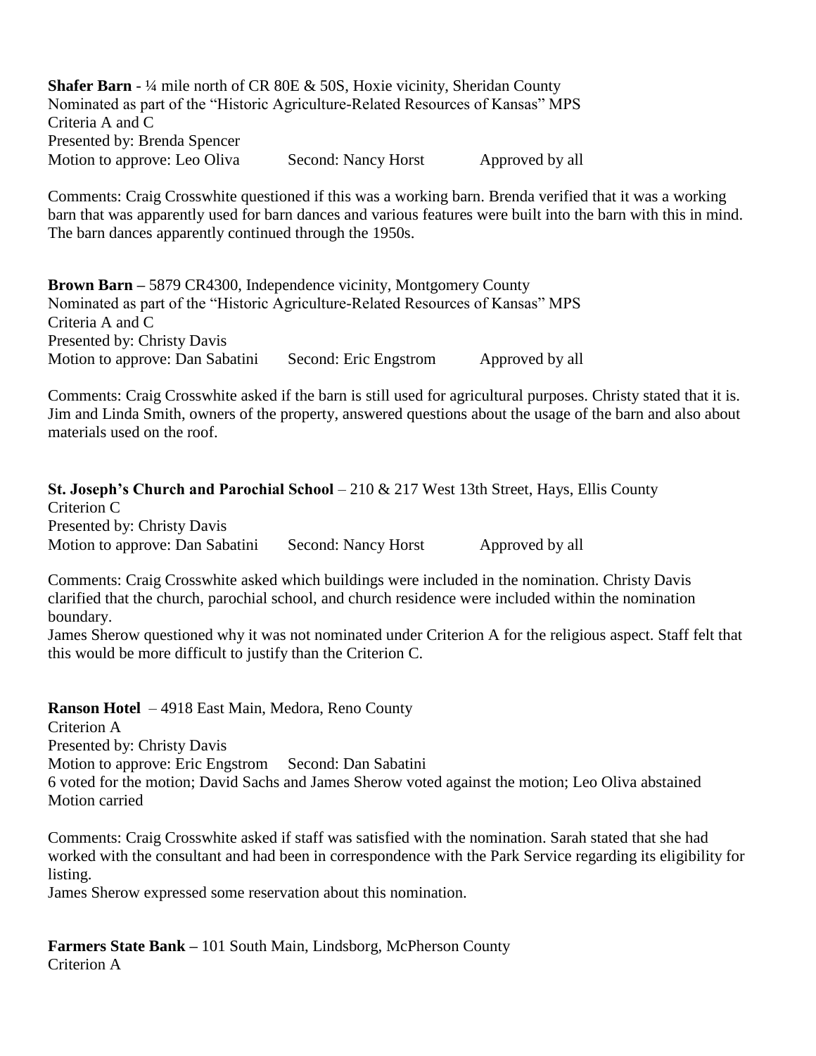**Shafer Barn** - ¼ mile north of CR 80E & 50S, Hoxie vicinity, Sheridan County
Nominated as part of the "Historic Agriculture-Related Resources of Kansas" MPS
Criteria A and C
Presented by: Brenda Spencer
Motion to approve: Leo Oliva Second: Nancy Horst Approved by all

Comments: Craig Crosswhite questioned if this was a working barn. Brenda verified that it was a working barn that was apparently used for barn dances and various features were built into the barn with this in mind. The barn dances apparently continued through the 1950s.

**Brown Barn –** 5879 CR4300, Independence vicinity, Montgomery County
Nominated as part of the "Historic Agriculture-Related Resources of Kansas" MPS
Criteria A and C
Presented by: Christy Davis
Motion to approve: Dan Sabatini Second: Eric Engstrom Approved by all

Comments: Craig Crosswhite asked if the barn is still used for agricultural purposes. Christy stated that it is. Jim and Linda Smith, owners of the property, answered questions about the usage of the barn and also about materials used on the roof.

**St. Joseph's Church and Parochial School** – 210 & 217 West 13th Street, Hays, Ellis County
Criterion C
Presented by: Christy Davis
Motion to approve: Dan Sabatini Second: Nancy Horst Approved by all

Comments: Craig Crosswhite asked which buildings were included in the nomination. Christy Davis clarified that the church, parochial school, and church residence were included within the nomination boundary.
James Sherow questioned why it was not nominated under Criterion A for the religious aspect. Staff felt that this would be more difficult to justify than the Criterion C.

**Ranson Hotel** – 4918 East Main, Medora, Reno County
Criterion A
Presented by: Christy Davis
Motion to approve: Eric Engstrom Second: Dan Sabatini
6 voted for the motion; David Sachs and James Sherow voted against the motion; Leo Oliva abstained
Motion carried

Comments: Craig Crosswhite asked if staff was satisfied with the nomination. Sarah stated that she had worked with the consultant and had been in correspondence with the Park Service regarding its eligibility for listing.
James Sherow expressed some reservation about this nomination.

**Farmers State Bank –** 101 South Main, Lindsborg, McPherson County
Criterion A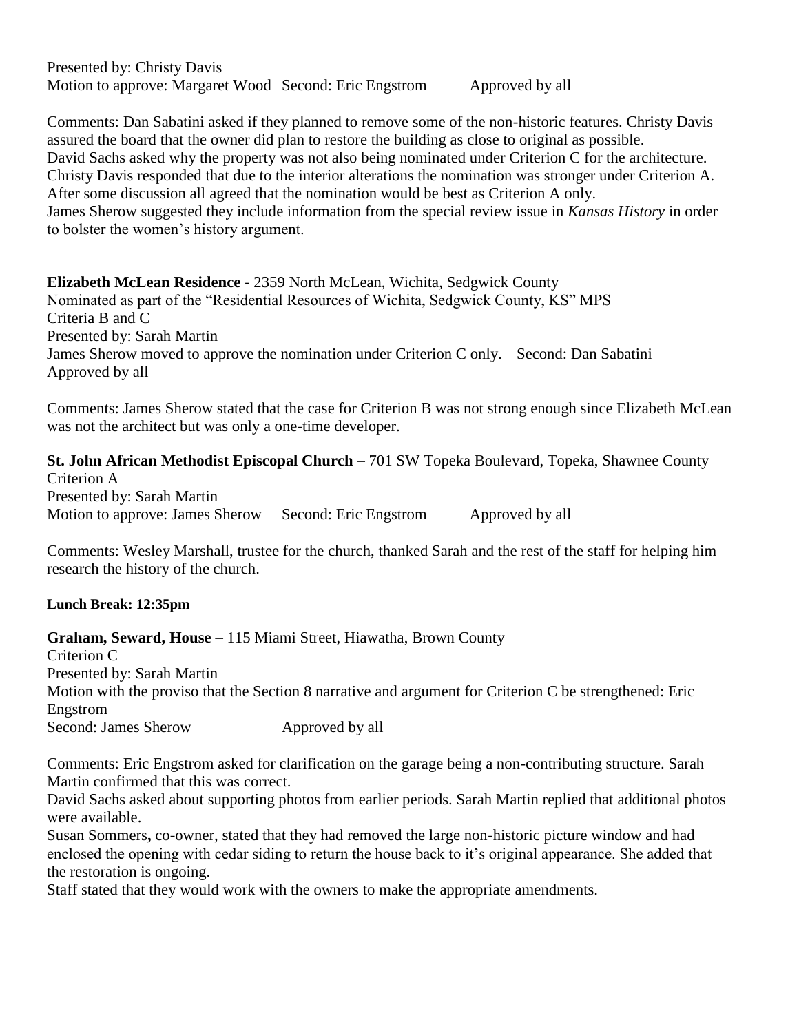Presented by: Christy Davis
Motion to approve: Margaret Wood  Second: Eric Engstrom  Approved by all

Comments: Dan Sabatini asked if they planned to remove some of the non-historic features. Christy Davis assured the board that the owner did plan to restore the building as close to original as possible.
David Sachs asked why the property was not also being nominated under Criterion C for the architecture. Christy Davis responded that due to the interior alterations the nomination was stronger under Criterion A. After some discussion all agreed that the nomination would be best as Criterion A only.
James Sherow suggested they include information from the special review issue in *Kansas History* in order to bolster the women's history argument.

**Elizabeth McLean Residence -** 2359 North McLean, Wichita, Sedgwick County
Nominated as part of the "Residential Resources of Wichita, Sedgwick County, KS" MPS
Criteria B and C
Presented by: Sarah Martin
James Sherow moved to approve the nomination under Criterion C only.  Second: Dan Sabatini
Approved by all

Comments: James Sherow stated that the case for Criterion B was not strong enough since Elizabeth McLean was not the architect but was only a one-time developer.

**St. John African Methodist Episcopal Church** – 701 SW Topeka Boulevard, Topeka, Shawnee County
Criterion A
Presented by: Sarah Martin
Motion to approve: James Sherow  Second: Eric Engstrom  Approved by all

Comments: Wesley Marshall, trustee for the church, thanked Sarah and the rest of the staff for helping him research the history of the church.

**Lunch Break: 12:35pm**

**Graham, Seward, House** – 115 Miami Street, Hiawatha, Brown County
Criterion C
Presented by: Sarah Martin
Motion with the proviso that the Section 8 narrative and argument for Criterion C be strengthened: Eric Engstrom
Second: James Sherow  Approved by all

Comments: Eric Engstrom asked for clarification on the garage being a non-contributing structure. Sarah Martin confirmed that this was correct.
David Sachs asked about supporting photos from earlier periods. Sarah Martin replied that additional photos were available.
Susan Sommers**,** co-owner, stated that they had removed the large non-historic picture window and had enclosed the opening with cedar siding to return the house back to it's original appearance. She added that the restoration is ongoing.
Staff stated that they would work with the owners to make the appropriate amendments.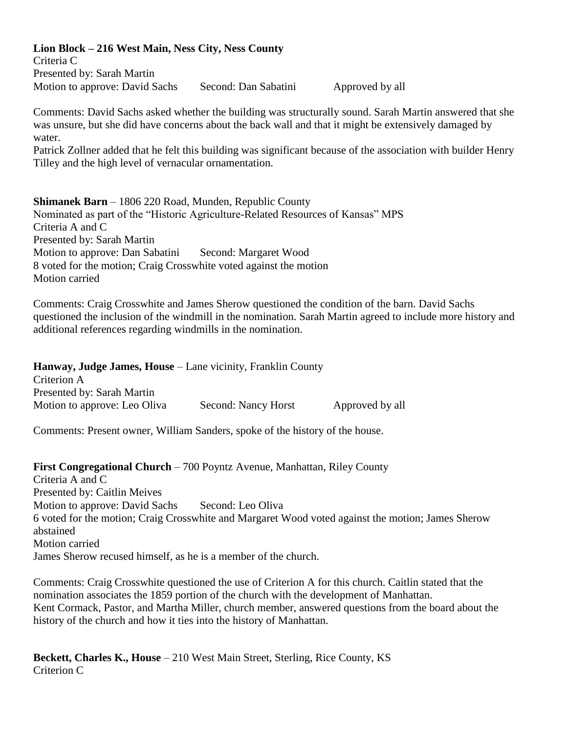**Lion Block – 216 West Main, Ness City, Ness County**
Criteria C
Presented by: Sarah Martin
Motion to approve: David Sachs  Second: Dan Sabatini  Approved by all

Comments: David Sachs asked whether the building was structurally sound. Sarah Martin answered that she was unsure, but she did have concerns about the back wall and that it might be extensively damaged by water.
Patrick Zollner added that he felt this building was significant because of the association with builder Henry Tilley and the high level of vernacular ornamentation.

**Shimanek Barn** – 1806 220 Road, Munden, Republic County
Nominated as part of the "Historic Agriculture-Related Resources of Kansas" MPS
Criteria A and C
Presented by: Sarah Martin
Motion to approve: Dan Sabatini  Second: Margaret Wood
8 voted for the motion; Craig Crosswhite voted against the motion
Motion carried

Comments: Craig Crosswhite and James Sherow questioned the condition of the barn. David Sachs questioned the inclusion of the windmill in the nomination. Sarah Martin agreed to include more history and additional references regarding windmills in the nomination.

**Hanway, Judge James, House** – Lane vicinity, Franklin County
Criterion A
Presented by: Sarah Martin
Motion to approve: Leo Oliva  Second: Nancy Horst  Approved by all

Comments: Present owner, William Sanders, spoke of the history of the house.

**First Congregational Church** – 700 Poyntz Avenue, Manhattan, Riley County
Criteria A and C
Presented by: Caitlin Meives
Motion to approve: David Sachs  Second: Leo Oliva
6 voted for the motion; Craig Crosswhite and Margaret Wood voted against the motion; James Sherow abstained
Motion carried
James Sherow recused himself, as he is a member of the church.

Comments: Craig Crosswhite questioned the use of Criterion A for this church. Caitlin stated that the nomination associates the 1859 portion of the church with the development of Manhattan.
Kent Cormack, Pastor, and Martha Miller, church member, answered questions from the board about the history of the church and how it ties into the history of Manhattan.

**Beckett, Charles K., House** – 210 West Main Street, Sterling, Rice County, KS
Criterion C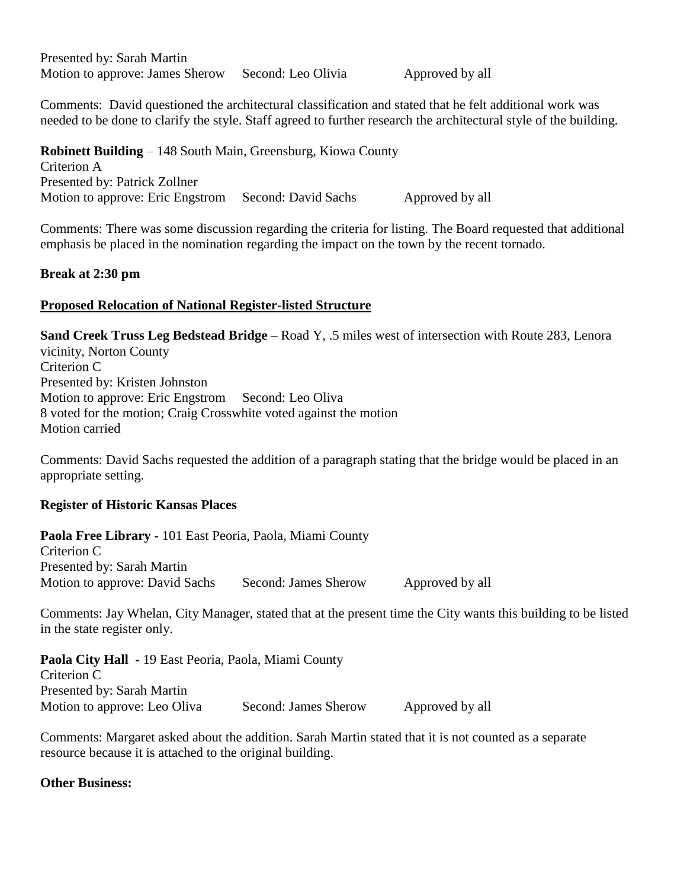Presented by: Sarah Martin
Motion to approve: James Sherow     Second: Leo Olivia     Approved by all

Comments: David questioned the architectural classification and stated that he felt additional work was needed to be done to clarify the style. Staff agreed to further research the architectural style of the building.

**Robinett Building** – 148 South Main, Greensburg, Kiowa County
Criterion A
Presented by: Patrick Zollner
Motion to approve: Eric Engstrom     Second: David Sachs     Approved by all

Comments: There was some discussion regarding the criteria for listing. The Board requested that additional emphasis be placed in the nomination regarding the impact on the town by the recent tornado.

**Break at 2:30 pm**

**Proposed Relocation of National Register-listed Structure**

**Sand Creek Truss Leg Bedstead Bridge** – Road Y, .5 miles west of intersection with Route 283, Lenora vicinity, Norton County
Criterion C
Presented by: Kristen Johnston
Motion to approve: Eric Engstrom     Second: Leo Oliva
8 voted for the motion; Craig Crosswhite voted against the motion
Motion carried

Comments: David Sachs requested the addition of a paragraph stating that the bridge would be placed in an appropriate setting.

**Register of Historic Kansas Places**

**Paola Free Library -** 101 East Peoria, Paola, Miami County
Criterion C
Presented by: Sarah Martin
Motion to approve: David Sachs     Second: James Sherow     Approved by all

Comments: Jay Whelan, City Manager, stated that at the present time the City wants this building to be listed in the state register only.

**Paola City Hall -** 19 East Peoria, Paola, Miami County
Criterion C
Presented by: Sarah Martin
Motion to approve: Leo Oliva     Second: James Sherow     Approved by all

Comments: Margaret asked about the addition. Sarah Martin stated that it is not counted as a separate resource because it is attached to the original building.

**Other Business:**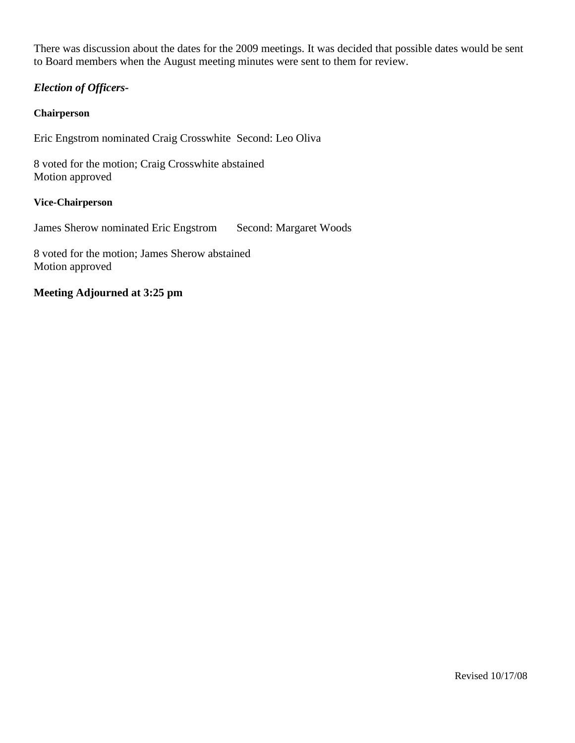There was discussion about the dates for the 2009 meetings. It was decided that possible dates would be sent to Board members when the August meeting minutes were sent to them for review.

***Election of Officers-***

**Chairperson**

Eric Engstrom nominated Craig Crosswhite Second: Leo Oliva

8 voted for the motion; Craig Crosswhite abstained
Motion approved

**Vice-Chairperson**

James Sherow nominated Eric Engstrom Second: Margaret Woods

8 voted for the motion; James Sherow abstained
Motion approved

**Meeting Adjourned at 3:25 pm**

Revised 10/17/08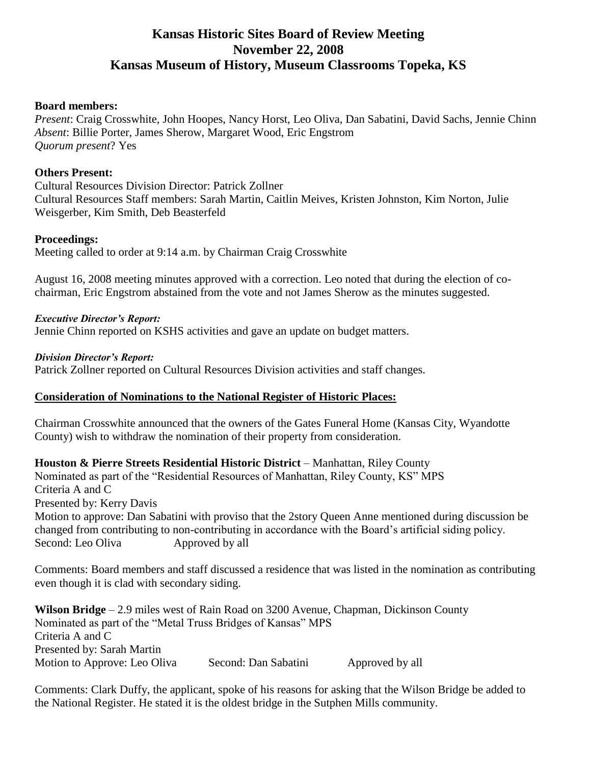# Kansas Historic Sites Board of Review Meeting
# November 22, 2008
# Kansas Museum of History, Museum Classrooms Topeka, KS

**Board members:**
*Present*: Craig Crosswhite, John Hoopes, Nancy Horst, Leo Oliva, Dan Sabatini, David Sachs, Jennie Chinn
*Absent*: Billie Porter, James Sherow, Margaret Wood, Eric Engstrom
*Quorum present*? Yes

**Others Present:**
Cultural Resources Division Director: Patrick Zollner
Cultural Resources Staff members: Sarah Martin, Caitlin Meives, Kristen Johnston, Kim Norton, Julie Weisgerber, Kim Smith, Deb Beasterfeld

**Proceedings:**
Meeting called to order at 9:14 a.m. by Chairman Craig Crosswhite

August 16, 2008 meeting minutes approved with a correction. Leo noted that during the election of co-chairman, Eric Engstrom abstained from the vote and not James Sherow as the minutes suggested.

***Executive Director's Report:***
Jennie Chinn reported on KSHS activities and gave an update on budget matters.

***Division Director's Report:***
Patrick Zollner reported on Cultural Resources Division activities and staff changes.

**Consideration of Nominations to the National Register of Historic Places:**

Chairman Crosswhite announced that the owners of the Gates Funeral Home (Kansas City, Wyandotte County) wish to withdraw the nomination of their property from consideration.

**Houston & Pierre Streets Residential Historic District** – Manhattan, Riley County
Nominated as part of the "Residential Resources of Manhattan, Riley County, KS" MPS
Criteria A and C
Presented by: Kerry Davis
Motion to approve: Dan Sabatini with proviso that the 2story Queen Anne mentioned during discussion be changed from contributing to non-contributing in accordance with the Board's artificial siding policy.
Second: Leo Oliva Approved by all

Comments: Board members and staff discussed a residence that was listed in the nomination as contributing even though it is clad with secondary siding.

**Wilson Bridge** – 2.9 miles west of Rain Road on 3200 Avenue, Chapman, Dickinson County
Nominated as part of the "Metal Truss Bridges of Kansas" MPS
Criteria A and C
Presented by: Sarah Martin
Motion to Approve: Leo Oliva Second: Dan Sabatini Approved by all

Comments: Clark Duffy, the applicant, spoke of his reasons for asking that the Wilson Bridge be added to the National Register. He stated it is the oldest bridge in the Sutphen Mills community.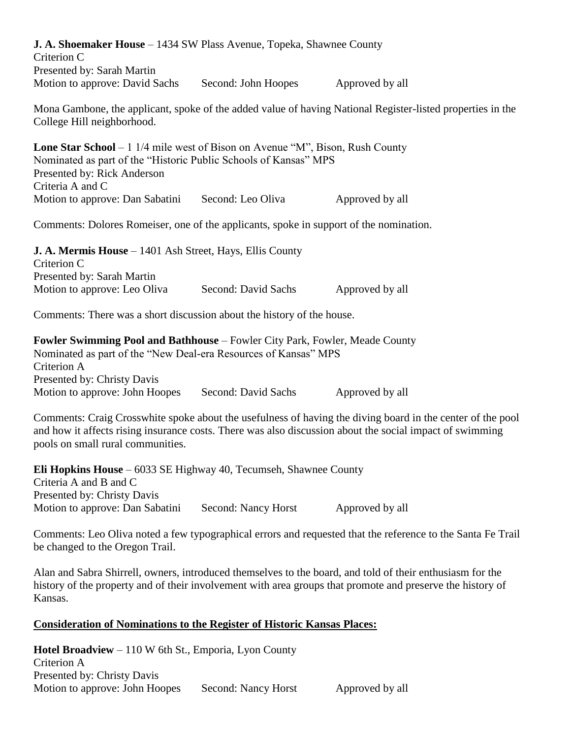**J. A. Shoemaker House** – 1434 SW Plass Avenue, Topeka, Shawnee County
Criterion C
Presented by: Sarah Martin
Motion to approve: David Sachs  Second: John Hoopes  Approved by all

Mona Gambone, the applicant, spoke of the added value of having National Register-listed properties in the College Hill neighborhood.

**Lone Star School** – 1 1/4 mile west of Bison on Avenue "M", Bison, Rush County
Nominated as part of the "Historic Public Schools of Kansas" MPS
Presented by: Rick Anderson
Criteria A and C
Motion to approve: Dan Sabatini  Second: Leo Oliva  Approved by all

Comments: Dolores Romeiser, one of the applicants, spoke in support of the nomination.

**J. A. Mermis House** – 1401 Ash Street, Hays, Ellis County
Criterion C
Presented by: Sarah Martin
Motion to approve: Leo Oliva  Second: David Sachs  Approved by all

Comments: There was a short discussion about the history of the house.

**Fowler Swimming Pool and Bathhouse** – Fowler City Park, Fowler, Meade County
Nominated as part of the "New Deal-era Resources of Kansas" MPS
Criterion A
Presented by: Christy Davis
Motion to approve: John Hoopes  Second: David Sachs  Approved by all

Comments: Craig Crosswhite spoke about the usefulness of having the diving board in the center of the pool and how it affects rising insurance costs. There was also discussion about the social impact of swimming pools on small rural communities.

**Eli Hopkins House** – 6033 SE Highway 40, Tecumseh, Shawnee County
Criteria A and B and C
Presented by: Christy Davis
Motion to approve: Dan Sabatini  Second: Nancy Horst  Approved by all

Comments: Leo Oliva noted a few typographical errors and requested that the reference to the Santa Fe Trail be changed to the Oregon Trail.

Alan and Sabra Shirrell, owners, introduced themselves to the board, and told of their enthusiasm for the history of the property and of their involvement with area groups that promote and preserve the history of Kansas.

**Consideration of Nominations to the Register of Historic Kansas Places:**

**Hotel Broadview** – 110 W 6th St., Emporia, Lyon County
Criterion A
Presented by: Christy Davis
Motion to approve: John Hoopes  Second: Nancy Horst  Approved by all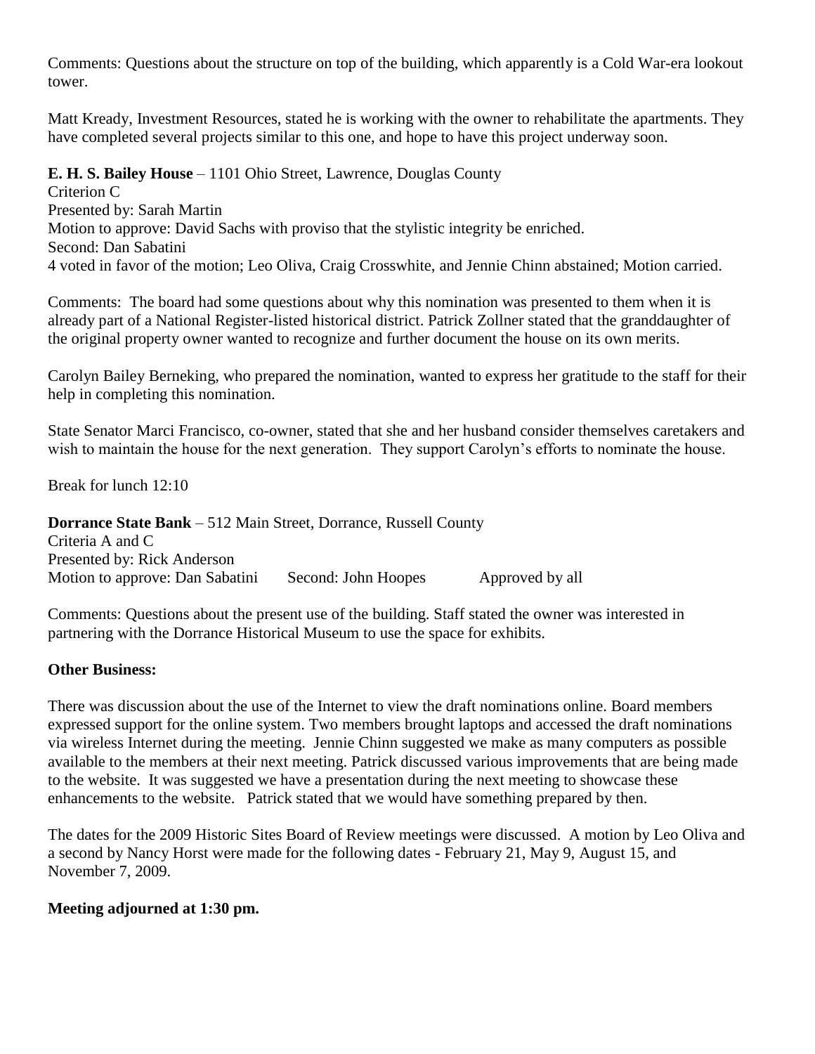Comments: Questions about the structure on top of the building, which apparently is a Cold War-era lookout tower.

Matt Kready, Investment Resources, stated he is working with the owner to rehabilitate the apartments. They have completed several projects similar to this one, and hope to have this project underway soon.

**E. H. S. Bailey House** – 1101 Ohio Street, Lawrence, Douglas County
Criterion C
Presented by: Sarah Martin
Motion to approve: David Sachs with proviso that the stylistic integrity be enriched.
Second: Dan Sabatini
4 voted in favor of the motion; Leo Oliva, Craig Crosswhite, and Jennie Chinn abstained; Motion carried.

Comments: The board had some questions about why this nomination was presented to them when it is already part of a National Register-listed historical district. Patrick Zollner stated that the granddaughter of the original property owner wanted to recognize and further document the house on its own merits.

Carolyn Bailey Berneking, who prepared the nomination, wanted to express her gratitude to the staff for their help in completing this nomination.

State Senator Marci Francisco, co-owner, stated that she and her husband consider themselves caretakers and wish to maintain the house for the next generation. They support Carolyn's efforts to nominate the house.

Break for lunch 12:10

**Dorrance State Bank** – 512 Main Street, Dorrance, Russell County
Criteria A and C
Presented by: Rick Anderson
Motion to approve: Dan Sabatini Second: John Hoopes Approved by all

Comments: Questions about the present use of the building. Staff stated the owner was interested in partnering with the Dorrance Historical Museum to use the space for exhibits.

**Other Business:**

There was discussion about the use of the Internet to view the draft nominations online. Board members expressed support for the online system. Two members brought laptops and accessed the draft nominations via wireless Internet during the meeting. Jennie Chinn suggested we make as many computers as possible available to the members at their next meeting. Patrick discussed various improvements that are being made to the website. It was suggested we have a presentation during the next meeting to showcase these enhancements to the website. Patrick stated that we would have something prepared by then.

The dates for the 2009 Historic Sites Board of Review meetings were discussed. A motion by Leo Oliva and a second by Nancy Horst were made for the following dates - February 21, May 9, August 15, and November 7, 2009.

**Meeting adjourned at 1:30 pm.**